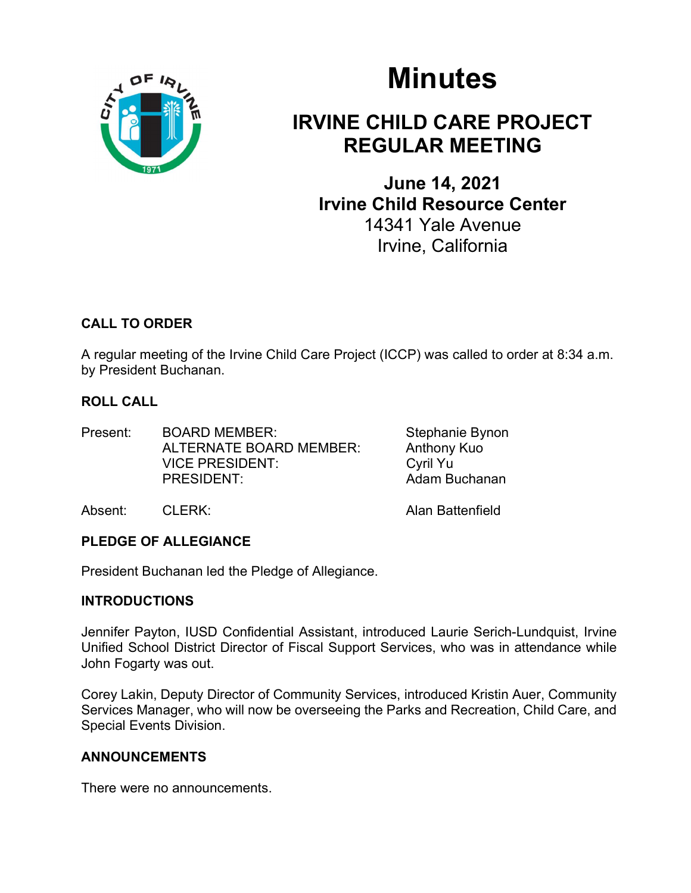# Minutes

## IRVINE CHILD CARE PROJECT REGULAR MEETING

**June 14, 2021**
**Irvine Child Resource Center**
14341 Yale Avenue
Irvine, California

### CALL TO ORDER

A regular meeting of the Irvine Child Care Project (ICCP) was called to order at 8:34 a.m. by President Buchanan.

### ROLL CALL

| | | |
|---|---|---|
| Present: | BOARD MEMBER: | Stephanie Bynon |
| | ALTERNATE BOARD MEMBER: | Anthony Kuo |
| | VICE PRESIDENT: | Cyril Yu |
| | PRESIDENT: | Adam Buchanan |
| Absent: | CLERK: | Alan Battenfield |

### PLEDGE OF ALLEGIANCE

President Buchanan led the Pledge of Allegiance.

### INTRODUCTIONS

Jennifer Payton, IUSD Confidential Assistant, introduced Laurie Serich-Lundquist, Irvine Unified School District Director of Fiscal Support Services, who was in attendance while John Fogarty was out.

Corey Lakin, Deputy Director of Community Services, introduced Kristin Auer, Community Services Manager, who will now be overseeing the Parks and Recreation, Child Care, and Special Events Division.

### ANNOUNCEMENTS

There were no announcements.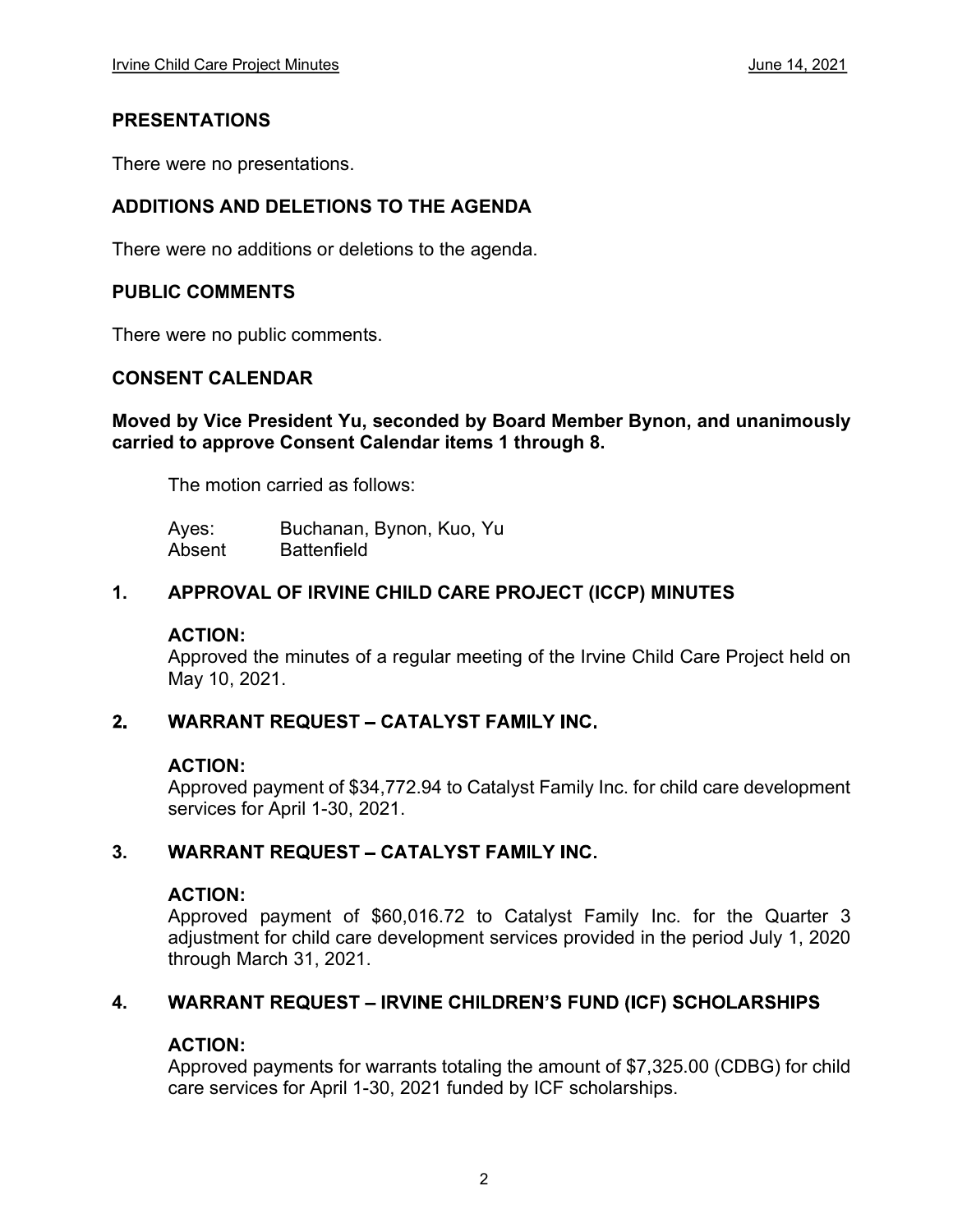## PRESENTATIONS

There were no presentations.

## ADDITIONS AND DELETIONS TO THE AGENDA

There were no additions or deletions to the agenda.

## PUBLIC COMMENTS

There were no public comments.

## CONSENT CALENDAR

**Moved by Vice President Yu, seconded by Board Member Bynon, and unanimously carried to approve Consent Calendar items 1 through 8.**

The motion carried as follows:

Ayes: Buchanan, Bynon, Kuo, Yu
Absent Battenfield

### 1. APPROVAL OF IRVINE CHILD CARE PROJECT (ICCP) MINUTES

**ACTION:**
Approved the minutes of a regular meeting of the Irvine Child Care Project held on May 10, 2021.

### 2. WARRANT REQUEST – CATALYST FAMILY INC.

**ACTION:**
Approved payment of $34,772.94 to Catalyst Family Inc. for child care development services for April 1-30, 2021.

### 3. WARRANT REQUEST – CATALYST FAMILY INC.

**ACTION:**
Approved payment of $60,016.72 to Catalyst Family Inc. for the Quarter 3 adjustment for child care development services provided in the period July 1, 2020 through March 31, 2021.

### 4. WARRANT REQUEST – IRVINE CHILDREN'S FUND (ICF) SCHOLARSHIPS

**ACTION:**
Approved payments for warrants totaling the amount of $7,325.00 (CDBG) for child care services for April 1-30, 2021 funded by ICF scholarships.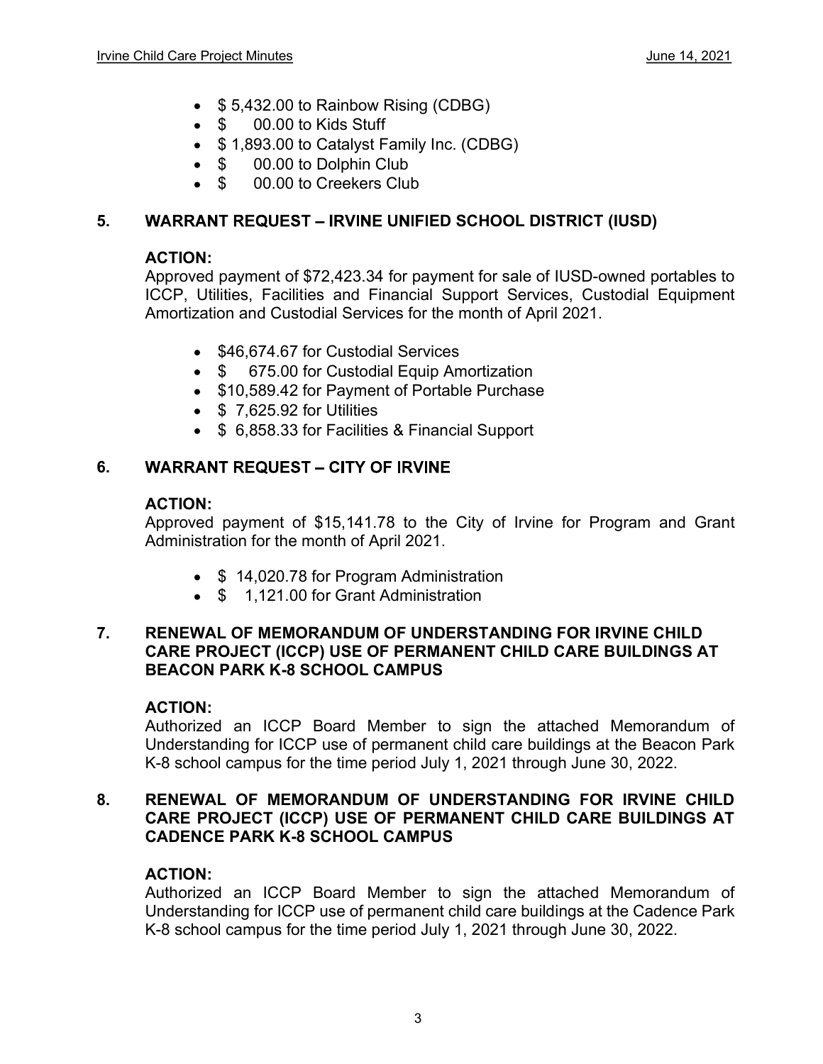- $ 5,432.00 to Rainbow Rising (CDBG)
- $ 00.00 to Kids Stuff
- $ 1,893.00 to Catalyst Family Inc. (CDBG)
- $ 00.00 to Dolphin Club
- $ 00.00 to Creekers Club

## 5. WARRANT REQUEST – IRVINE UNIFIED SCHOOL DISTRICT (IUSD)

**ACTION:**
Approved payment of $72,423.34 for payment for sale of IUSD-owned portables to ICCP, Utilities, Facilities and Financial Support Services, Custodial Equipment Amortization and Custodial Services for the month of April 2021.

- $46,674.67 for Custodial Services
- $ 675.00 for Custodial Equip Amortization
- $10,589.42 for Payment of Portable Purchase
- $ 7,625.92 for Utilities
- $ 6,858.33 for Facilities & Financial Support

## 6. WARRANT REQUEST – CITY OF IRVINE

**ACTION:**
Approved payment of $15,141.78 to the City of Irvine for Program and Grant Administration for the month of April 2021.

- $ 14,020.78 for Program Administration
- $ 1,121.00 for Grant Administration

## 7. RENEWAL OF MEMORANDUM OF UNDERSTANDING FOR IRVINE CHILD CARE PROJECT (ICCP) USE OF PERMANENT CHILD CARE BUILDINGS AT BEACON PARK K-8 SCHOOL CAMPUS

**ACTION:**
Authorized an ICCP Board Member to sign the attached Memorandum of Understanding for ICCP use of permanent child care buildings at the Beacon Park K-8 school campus for the time period July 1, 2021 through June 30, 2022.

## 8. RENEWAL OF MEMORANDUM OF UNDERSTANDING FOR IRVINE CHILD CARE PROJECT (ICCP) USE OF PERMANENT CHILD CARE BUILDINGS AT CADENCE PARK K-8 SCHOOL CAMPUS

**ACTION:**
Authorized an ICCP Board Member to sign the attached Memorandum of Understanding for ICCP use of permanent child care buildings at the Cadence Park K-8 school campus for the time period July 1, 2021 through June 30, 2022.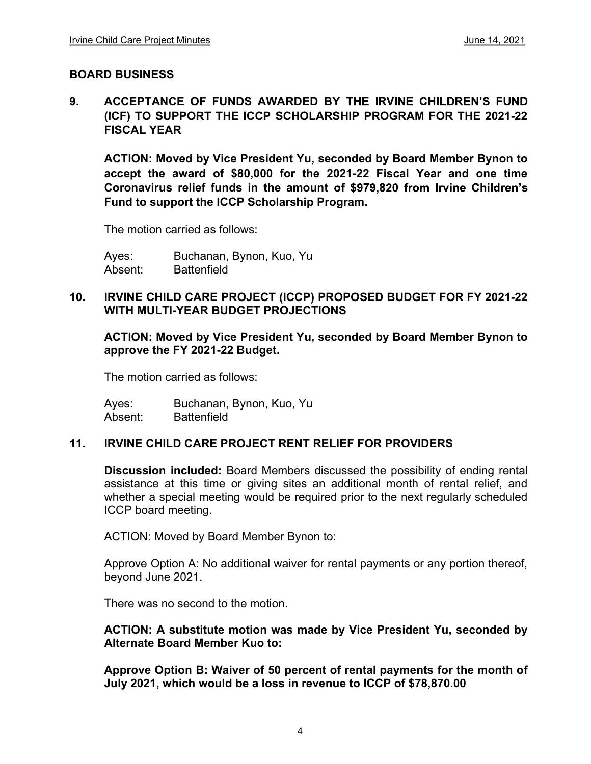## BOARD BUSINESS

### 9. ACCEPTANCE OF FUNDS AWARDED BY THE IRVINE CHILDREN'S FUND (ICF) TO SUPPORT THE ICCP SCHOLARSHIP PROGRAM FOR THE 2021-22 FISCAL YEAR

**ACTION: Moved by Vice President Yu, seconded by Board Member Bynon to accept the award of $80,000 for the 2021-22 Fiscal Year and one time Coronavirus relief funds in the amount of $979,820 from Irvine Children's Fund to support the ICCP Scholarship Program.**

The motion carried as follows:

Ayes: Buchanan, Bynon, Kuo, Yu
Absent: Battenfield

### 10. IRVINE CHILD CARE PROJECT (ICCP) PROPOSED BUDGET FOR FY 2021-22 WITH MULTI-YEAR BUDGET PROJECTIONS

**ACTION: Moved by Vice President Yu, seconded by Board Member Bynon to approve the FY 2021-22 Budget.**

The motion carried as follows:

Ayes: Buchanan, Bynon, Kuo, Yu
Absent: Battenfield

### 11. IRVINE CHILD CARE PROJECT RENT RELIEF FOR PROVIDERS

**Discussion included:** Board Members discussed the possibility of ending rental assistance at this time or giving sites an additional month of rental relief, and whether a special meeting would be required prior to the next regularly scheduled ICCP board meeting.

ACTION: Moved by Board Member Bynon to:

Approve Option A: No additional waiver for rental payments or any portion thereof, beyond June 2021.

There was no second to the motion.

**ACTION: A substitute motion was made by Vice President Yu, seconded by Alternate Board Member Kuo to:**

**Approve Option B: Waiver of 50 percent of rental payments for the month of July 2021, which would be a loss in revenue to ICCP of $78,870.00**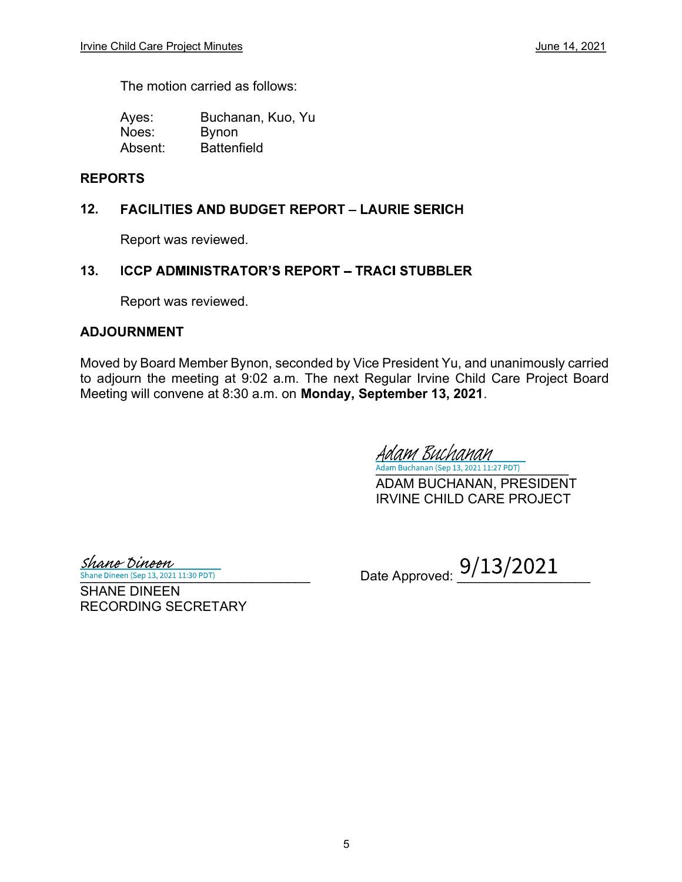The motion carried as follows:

| | |
|---|---|
| Ayes: | Buchanan, Kuo, Yu |
| Noes: | Bynon |
| Absent: | Battenfield |

## REPORTS

### 12. FACILITIES AND BUDGET REPORT – LAURIE SERICH

Report was reviewed.

### 13. ICCP ADMINISTRATOR'S REPORT – TRACI STUBBLER

Report was reviewed.

## ADJOURNMENT

Moved by Board Member Bynon, seconded by Vice President Yu, and unanimously carried to adjourn the meeting at 9:02 a.m. The next Regular Irvine Child Care Project Board Meeting will convene at 8:30 a.m. on **Monday, September 13, 2021**.

Adam Buchanan
Adam Buchanan (Sep 13, 2021 11:27 PDT)

ADAM BUCHANAN, PRESIDENT
IRVINE CHILD CARE PROJECT

Shane Dineen
Shane Dineen (Sep 13, 2021 11:30 PDT)

SHANE DINEEN
RECORDING SECRETARY

Date Approved: 9/13/2021